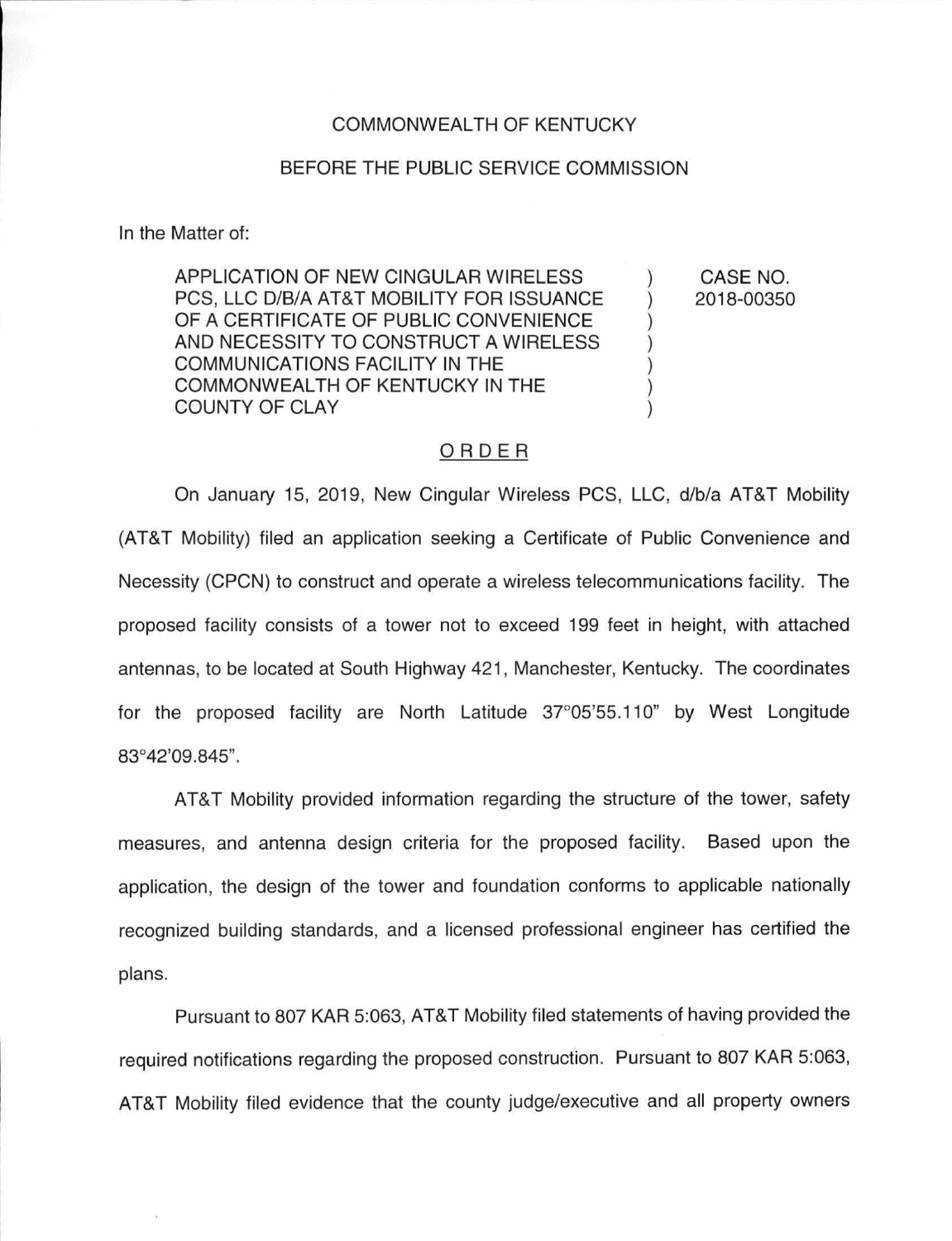COMMONWEALTH OF KENTUCKY

BEFORE THE PUBLIC SERVICE COMMISSION

In the Matter of:

| | | |
|---|---|---|
| APPLICATION OF NEW CINGULAR WIRELESS PCS, LLC D/B/A AT&T MOBILITY FOR ISSUANCE OF A CERTIFICATE OF PUBLIC CONVENIENCE AND NECESSITY TO CONSTRUCT A WIRELESS COMMUNICATIONS FACILITY IN THE COMMONWEALTH OF KENTUCKY IN THE COUNTY OF CLAY | ) ) ) ) ) ) ) | CASE NO. 2018-00350 |

## ORDER

On January 15, 2019, New Cingular Wireless PCS, LLC, d/b/a AT&T Mobility (AT&T Mobility) filed an application seeking a Certificate of Public Convenience and Necessity (CPCN) to construct and operate a wireless telecommunications facility. The proposed facility consists of a tower not to exceed 199 feet in height, with attached antennas, to be located at South Highway 421, Manchester, Kentucky. The coordinates for the proposed facility are North Latitude 37°05'55.110" by West Longitude 83°42'09.845".

AT&T Mobility provided information regarding the structure of the tower, safety measures, and antenna design criteria for the proposed facility. Based upon the application, the design of the tower and foundation conforms to applicable nationally recognized building standards, and a licensed professional engineer has certified the plans.

Pursuant to 807 KAR 5:063, AT&T Mobility filed statements of having provided the required notifications regarding the proposed construction. Pursuant to 807 KAR 5:063, AT&T Mobility filed evidence that the county judge/executive and all property owners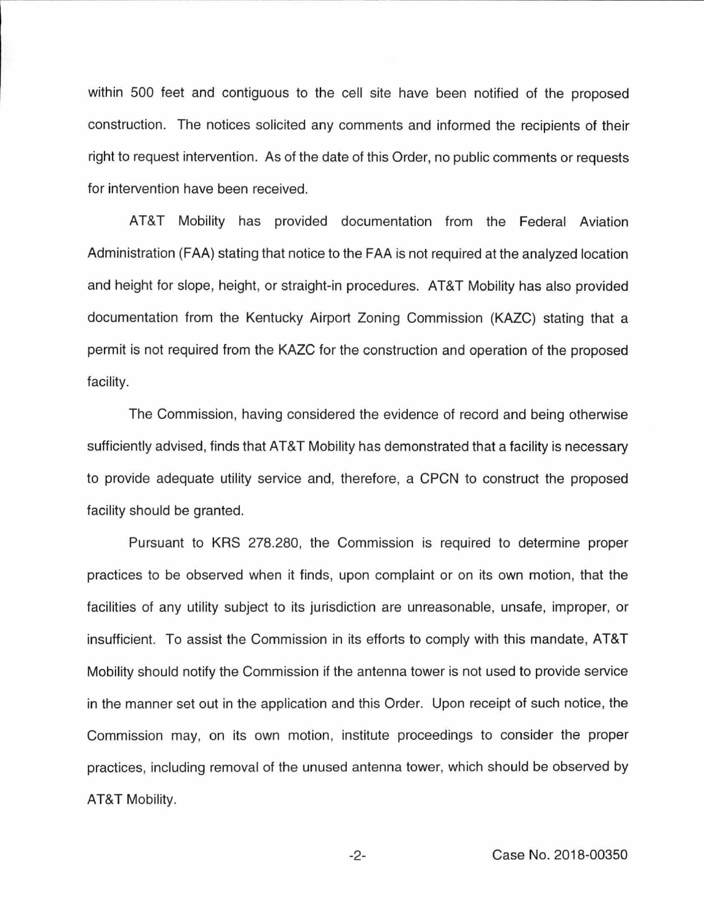within 500 feet and contiguous to the cell site have been notified of the proposed construction. The notices solicited any comments and informed the recipients of their right to request intervention. As of the date of this Order, no public comments or requests for intervention have been received.

AT&T Mobility has provided documentation from the Federal Aviation Administration (FAA) stating that notice to the FAA is not required at the analyzed location and height for slope, height, or straight-in procedures. AT&T Mobility has also provided documentation from the Kentucky Airport Zoning Commission (KAZC) stating that a permit is not required from the KAZC for the construction and operation of the proposed facility.

The Commission, having considered the evidence of record and being otherwise sufficiently advised, finds that AT&T Mobility has demonstrated that a facility is necessary to provide adequate utility service and, therefore, a CPCN to construct the proposed facility should be granted.

Pursuant to KRS 278.280, the Commission is required to determine proper practices to be observed when it finds, upon complaint or on its own motion, that the facilities of any utility subject to its jurisdiction are unreasonable, unsafe, improper, or insufficient. To assist the Commission in its efforts to comply with this mandate, AT&T Mobility should notify the Commission if the antenna tower is not used to provide service in the manner set out in the application and this Order. Upon receipt of such notice, the Commission may, on its own motion, institute proceedings to consider the proper practices, including removal of the unused antenna tower, which should be observed by AT&T Mobility.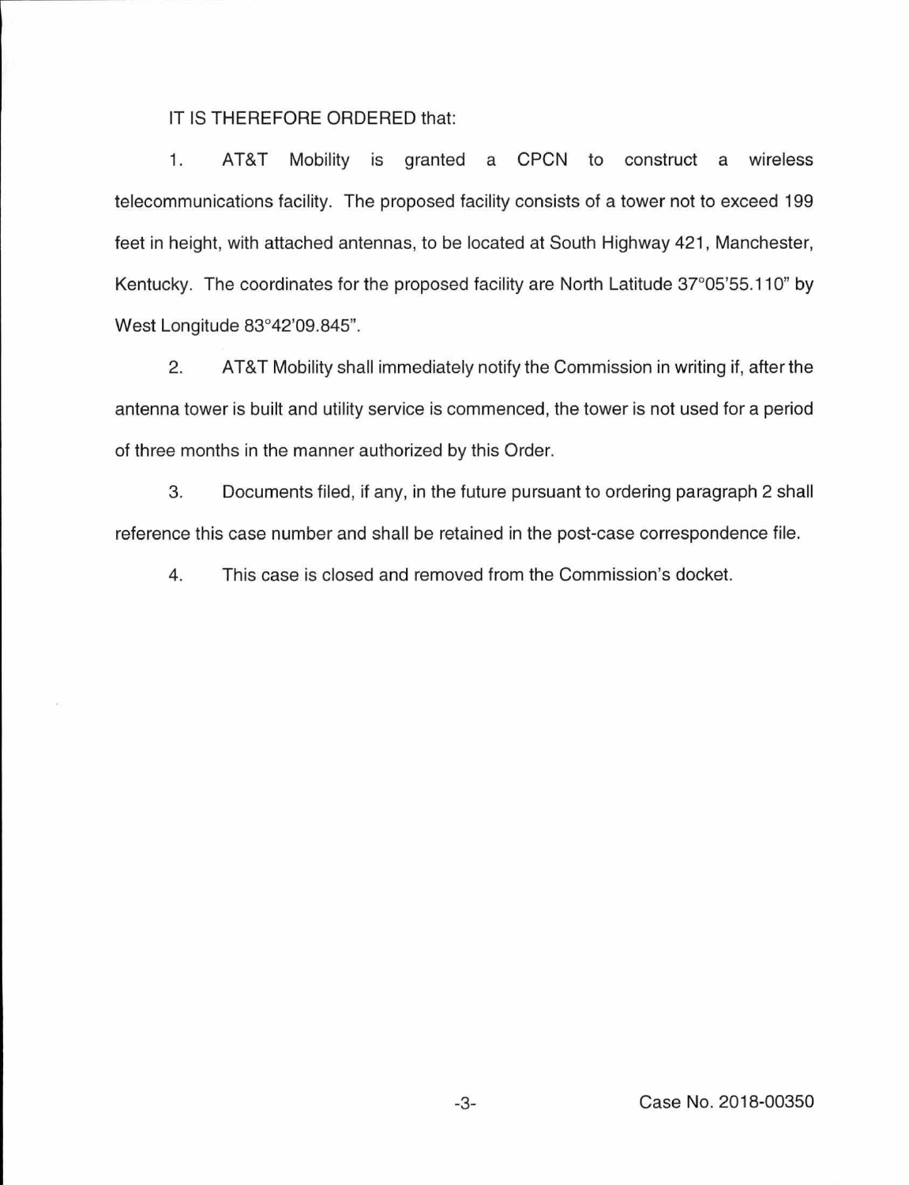IT IS THEREFORE ORDERED that:

1. AT&T Mobility is granted a CPCN to construct a wireless telecommunications facility. The proposed facility consists of a tower not to exceed 199 feet in height, with attached antennas, to be located at South Highway 421, Manchester, Kentucky. The coordinates for the proposed facility are North Latitude 37°05'55.110" by West Longitude 83°42'09.845".

2. AT&T Mobility shall immediately notify the Commission in writing if, after the antenna tower is built and utility service is commenced, the tower is not used for a period of three months in the manner authorized by this Order.

3. Documents filed, if any, in the future pursuant to ordering paragraph 2 shall reference this case number and shall be retained in the post-case correspondence file.

4. This case is closed and removed from the Commission's docket.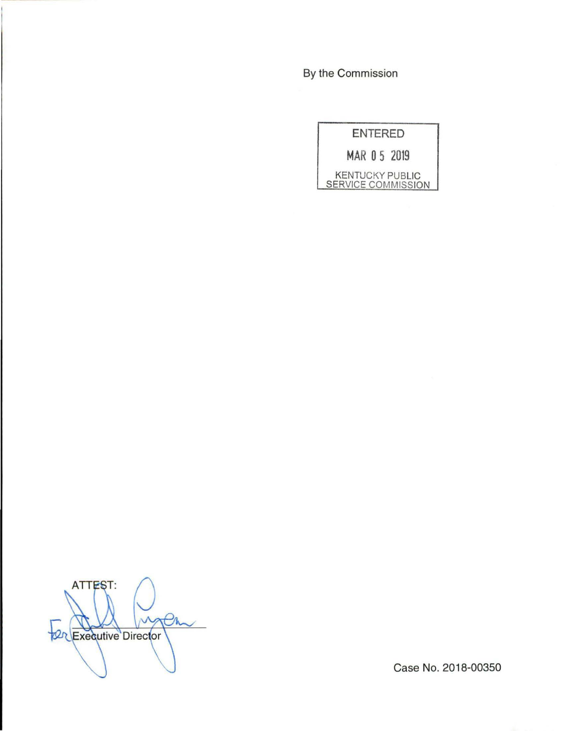By the Commission

ENTERED

MAR 05 2019

KENTUCKY PUBLIC SERVICE COMMISSION

ATTEST:

For Executive Director

Case No. 2018-00350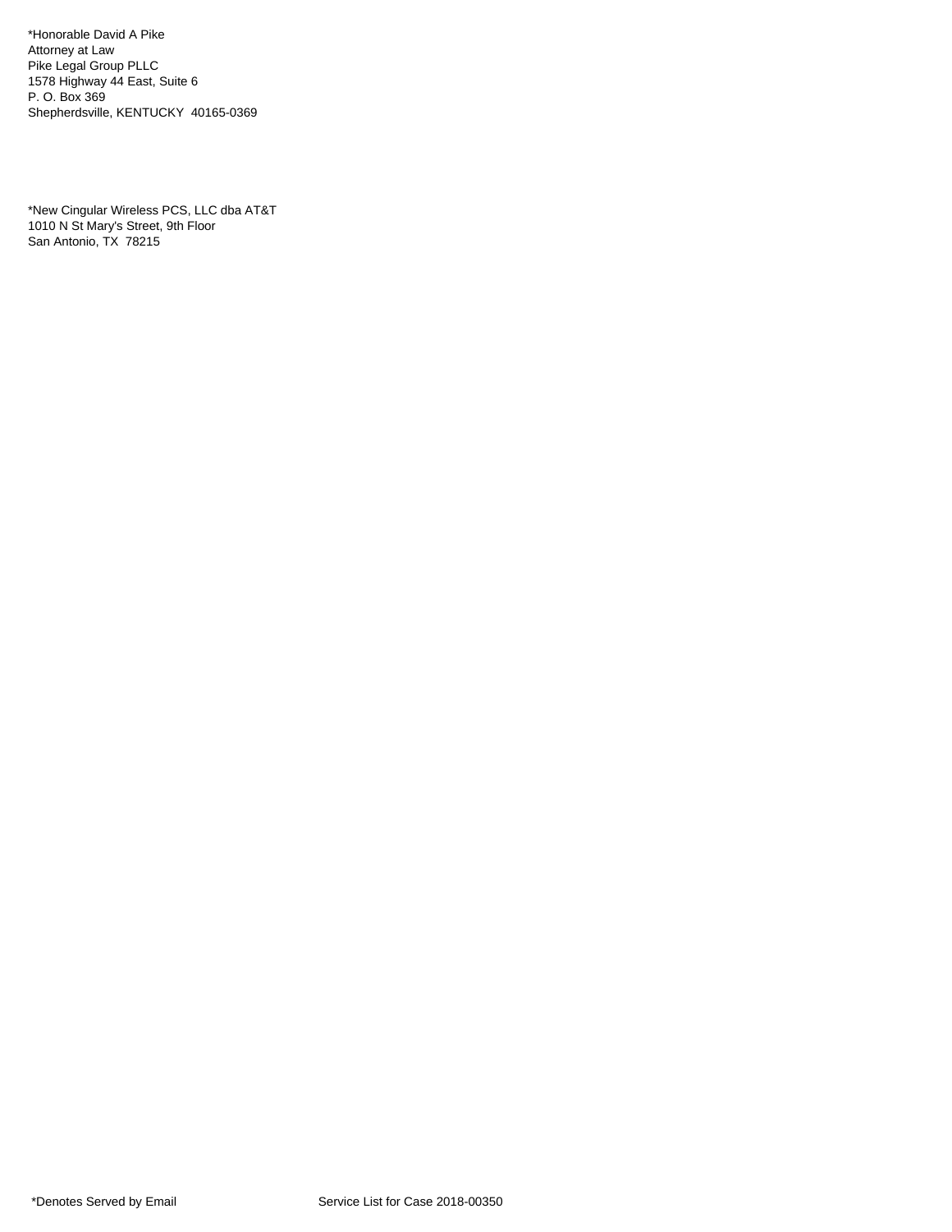*Honorable David A Pike
Attorney at Law
Pike Legal Group PLLC
1578 Highway 44 East, Suite 6
P. O. Box 369
Shepherdsville, KENTUCKY 40165-0369

*New Cingular Wireless PCS, LLC dba AT&T
1010 N St Mary's Street, 9th Floor
San Antonio, TX 78215

*Denotes Served by Email

Service List for Case 2018-00350